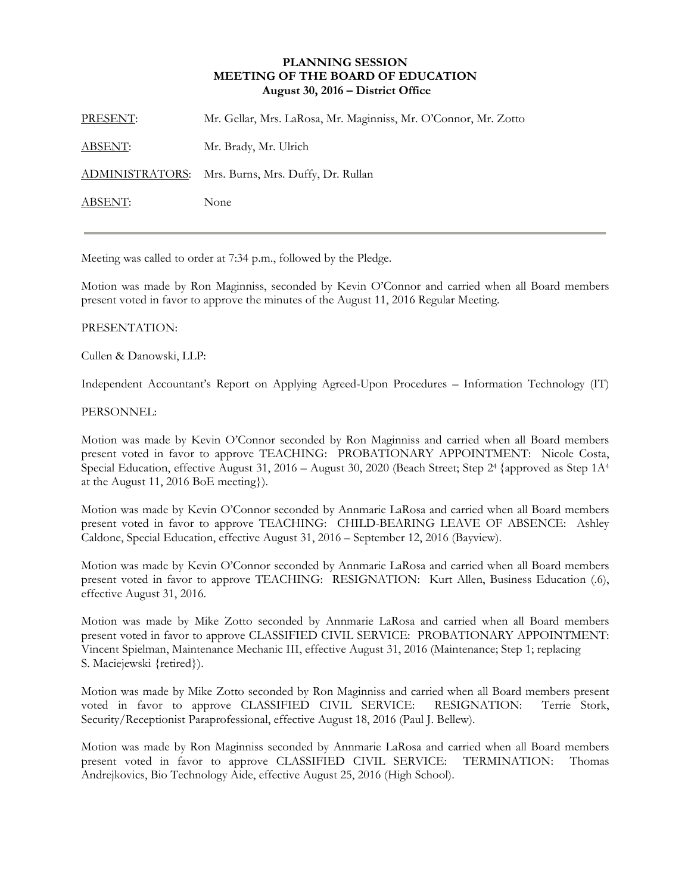**PLANNING SESSION**
**MEETING OF THE BOARD OF EDUCATION**
**August 30, 2016 – District Office**

PRESENT: Mr. Gellar, Mrs. LaRosa, Mr. Maginniss, Mr. O'Connor, Mr. Zotto

ABSENT: Mr. Brady, Mr. Ulrich

ADMINISTRATORS: Mrs. Burns, Mrs. Duffy, Dr. Rullan

ABSENT: None

---

Meeting was called to order at 7:34 p.m., followed by the Pledge.

Motion was made by Ron Maginniss, seconded by Kevin O'Connor and carried when all Board members present voted in favor to approve the minutes of the August 11, 2016 Regular Meeting.

PRESENTATION:

Cullen & Danowski, LLP:

Independent Accountant's Report on Applying Agreed-Upon Procedures – Information Technology (IT)

PERSONNEL:

Motion was made by Kevin O'Connor seconded by Ron Maginniss and carried when all Board members present voted in favor to approve TEACHING: PROBATIONARY APPOINTMENT: Nicole Costa, Special Education, effective August 31, 2016 – August 30, 2020 (Beach Street; Step 2[4] {approved as Step 1A[4] at the August 11, 2016 BoE meeting}).

Motion was made by Kevin O'Connor seconded by Annmarie LaRosa and carried when all Board members present voted in favor to approve TEACHING: CHILD-BEARING LEAVE OF ABSENCE: Ashley Caldone, Special Education, effective August 31, 2016 – September 12, 2016 (Bayview).

Motion was made by Kevin O'Connor seconded by Annmarie LaRosa and carried when all Board members present voted in favor to approve TEACHING: RESIGNATION: Kurt Allen, Business Education (.6), effective August 31, 2016.

Motion was made by Mike Zotto seconded by Annmarie LaRosa and carried when all Board members present voted in favor to approve CLASSIFIED CIVIL SERVICE: PROBATIONARY APPOINTMENT: Vincent Spielman, Maintenance Mechanic III, effective August 31, 2016 (Maintenance; Step 1; replacing S. Maciejewski {retired}).

Motion was made by Mike Zotto seconded by Ron Maginniss and carried when all Board members present voted in favor to approve CLASSIFIED CIVIL SERVICE: RESIGNATION: Terrie Stork, Security/Receptionist Paraprofessional, effective August 18, 2016 (Paul J. Bellew).

Motion was made by Ron Maginniss seconded by Annmarie LaRosa and carried when all Board members present voted in favor to approve CLASSIFIED CIVIL SERVICE: TERMINATION: Thomas Andrejkovics, Bio Technology Aide, effective August 25, 2016 (High School).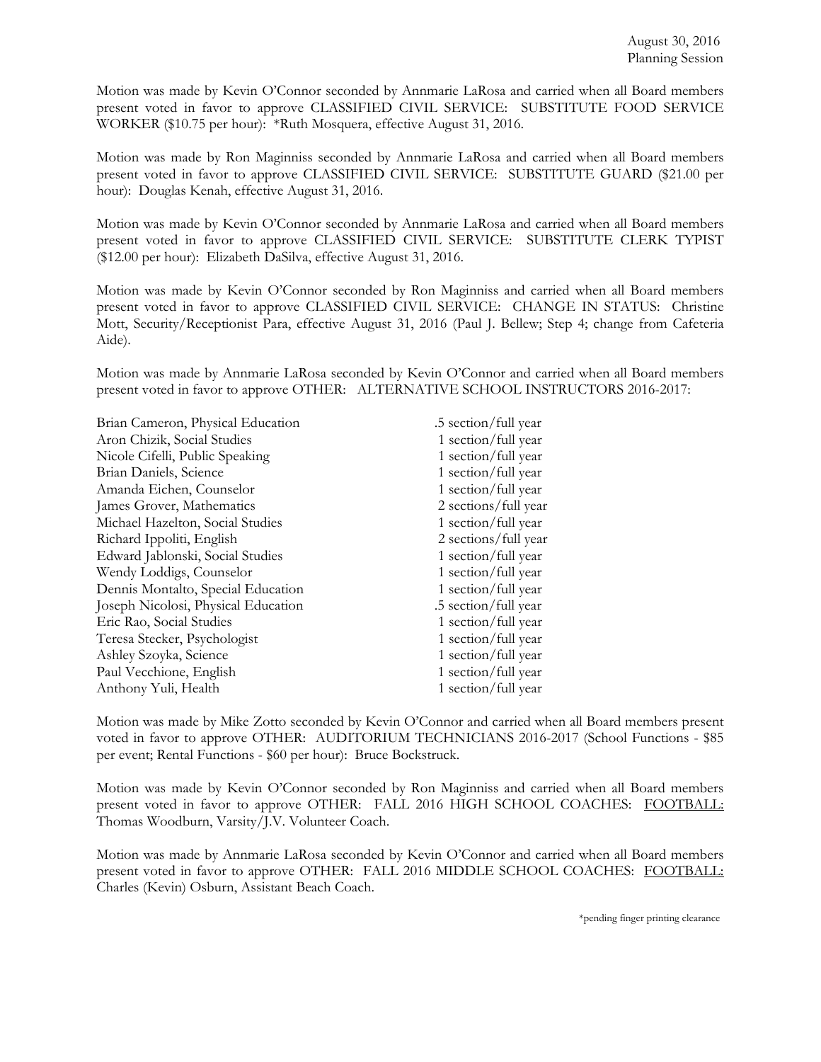Motion was made by Kevin O'Connor seconded by Annmarie LaRosa and carried when all Board members present voted in favor to approve CLASSIFIED CIVIL SERVICE: SUBSTITUTE FOOD SERVICE WORKER ($10.75 per hour): *Ruth Mosquera, effective August 31, 2016.

Motion was made by Ron Maginniss seconded by Annmarie LaRosa and carried when all Board members present voted in favor to approve CLASSIFIED CIVIL SERVICE: SUBSTITUTE GUARD ($21.00 per hour): Douglas Kenah, effective August 31, 2016.

Motion was made by Kevin O'Connor seconded by Annmarie LaRosa and carried when all Board members present voted in favor to approve CLASSIFIED CIVIL SERVICE: SUBSTITUTE CLERK TYPIST ($12.00 per hour): Elizabeth DaSilva, effective August 31, 2016.

Motion was made by Kevin O'Connor seconded by Ron Maginniss and carried when all Board members present voted in favor to approve CLASSIFIED CIVIL SERVICE: CHANGE IN STATUS: Christine Mott, Security/Receptionist Para, effective August 31, 2016 (Paul J. Bellew; Step 4; change from Cafeteria Aide).

Motion was made by Annmarie LaRosa seconded by Kevin O'Connor and carried when all Board members present voted in favor to approve OTHER: ALTERNATIVE SCHOOL INSTRUCTORS 2016-2017:

| | |
|---|---|
| Brian Cameron, Physical Education | .5 section/full year |
| Aron Chizik, Social Studies | 1 section/full year |
| Nicole Cifelli, Public Speaking | 1 section/full year |
| Brian Daniels, Science | 1 section/full year |
| Amanda Eichen, Counselor | 1 section/full year |
| James Grover, Mathematics | 2 sections/full year |
| Michael Hazelton, Social Studies | 1 section/full year |
| Richard Ippoliti, English | 2 sections/full year |
| Edward Jablonski, Social Studies | 1 section/full year |
| Wendy Loddigs, Counselor | 1 section/full year |
| Dennis Montalto, Special Education | 1 section/full year |
| Joseph Nicolosi, Physical Education | .5 section/full year |
| Eric Rao, Social Studies | 1 section/full year |
| Teresa Stecker, Psychologist | 1 section/full year |
| Ashley Szoyka, Science | 1 section/full year |
| Paul Vecchione, English | 1 section/full year |
| Anthony Yuli, Health | 1 section/full year |

Motion was made by Mike Zotto seconded by Kevin O'Connor and carried when all Board members present voted in favor to approve OTHER: AUDITORIUM TECHNICIANS 2016-2017 (School Functions - $85 per event; Rental Functions - $60 per hour): Bruce Bockstruck.

Motion was made by Kevin O'Connor seconded by Ron Maginniss and carried when all Board members present voted in favor to approve OTHER: FALL 2016 HIGH SCHOOL COACHES: FOOTBALL: Thomas Woodburn, Varsity/J.V. Volunteer Coach.

Motion was made by Annmarie LaRosa seconded by Kevin O'Connor and carried when all Board members present voted in favor to approve OTHER: FALL 2016 MIDDLE SCHOOL COACHES: FOOTBALL: Charles (Kevin) Osburn, Assistant Beach Coach.

*pending finger printing clearance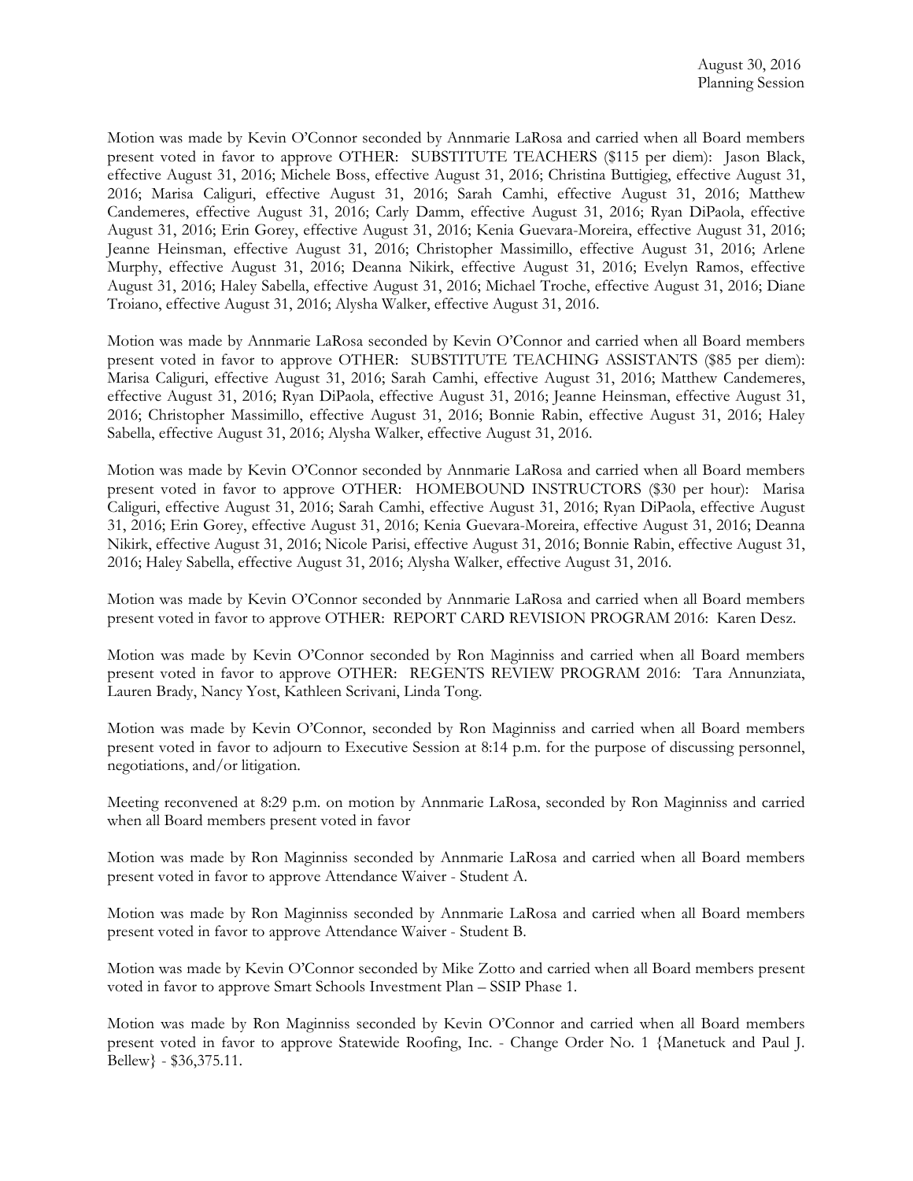Motion was made by Kevin O'Connor seconded by Annmarie LaRosa and carried when all Board members present voted in favor to approve OTHER: SUBSTITUTE TEACHERS ($115 per diem): Jason Black, effective August 31, 2016; Michele Boss, effective August 31, 2016; Christina Buttigieg, effective August 31, 2016; Marisa Caliguri, effective August 31, 2016; Sarah Camhi, effective August 31, 2016; Matthew Candemeres, effective August 31, 2016; Carly Damm, effective August 31, 2016; Ryan DiPaola, effective August 31, 2016; Erin Gorey, effective August 31, 2016; Kenia Guevara-Moreira, effective August 31, 2016; Jeanne Heinsman, effective August 31, 2016; Christopher Massimillo, effective August 31, 2016; Arlene Murphy, effective August 31, 2016; Deanna Nikirk, effective August 31, 2016; Evelyn Ramos, effective August 31, 2016; Haley Sabella, effective August 31, 2016; Michael Troche, effective August 31, 2016; Diane Troiano, effective August 31, 2016; Alysha Walker, effective August 31, 2016.

Motion was made by Annmarie LaRosa seconded by Kevin O'Connor and carried when all Board members present voted in favor to approve OTHER: SUBSTITUTE TEACHING ASSISTANTS ($85 per diem): Marisa Caliguri, effective August 31, 2016; Sarah Camhi, effective August 31, 2016; Matthew Candemeres, effective August 31, 2016; Ryan DiPaola, effective August 31, 2016; Jeanne Heinsman, effective August 31, 2016; Christopher Massimillo, effective August 31, 2016; Bonnie Rabin, effective August 31, 2016; Haley Sabella, effective August 31, 2016; Alysha Walker, effective August 31, 2016.

Motion was made by Kevin O'Connor seconded by Annmarie LaRosa and carried when all Board members present voted in favor to approve OTHER: HOMEBOUND INSTRUCTORS ($30 per hour): Marisa Caliguri, effective August 31, 2016; Sarah Camhi, effective August 31, 2016; Ryan DiPaola, effective August 31, 2016; Erin Gorey, effective August 31, 2016; Kenia Guevara-Moreira, effective August 31, 2016; Deanna Nikirk, effective August 31, 2016; Nicole Parisi, effective August 31, 2016; Bonnie Rabin, effective August 31, 2016; Haley Sabella, effective August 31, 2016; Alysha Walker, effective August 31, 2016.

Motion was made by Kevin O'Connor seconded by Annmarie LaRosa and carried when all Board members present voted in favor to approve OTHER: REPORT CARD REVISION PROGRAM 2016: Karen Desz.

Motion was made by Kevin O'Connor seconded by Ron Maginniss and carried when all Board members present voted in favor to approve OTHER: REGENTS REVIEW PROGRAM 2016: Tara Annunziata, Lauren Brady, Nancy Yost, Kathleen Scrivani, Linda Tong.

Motion was made by Kevin O'Connor, seconded by Ron Maginniss and carried when all Board members present voted in favor to adjourn to Executive Session at 8:14 p.m. for the purpose of discussing personnel, negotiations, and/or litigation.

Meeting reconvened at 8:29 p.m. on motion by Annmarie LaRosa, seconded by Ron Maginniss and carried when all Board members present voted in favor

Motion was made by Ron Maginniss seconded by Annmarie LaRosa and carried when all Board members present voted in favor to approve Attendance Waiver - Student A.

Motion was made by Ron Maginniss seconded by Annmarie LaRosa and carried when all Board members present voted in favor to approve Attendance Waiver - Student B.

Motion was made by Kevin O'Connor seconded by Mike Zotto and carried when all Board members present voted in favor to approve Smart Schools Investment Plan – SSIP Phase 1.

Motion was made by Ron Maginniss seconded by Kevin O'Connor and carried when all Board members present voted in favor to approve Statewide Roofing, Inc. - Change Order No. 1 {Manetuck and Paul J. Bellew} - $36,375.11.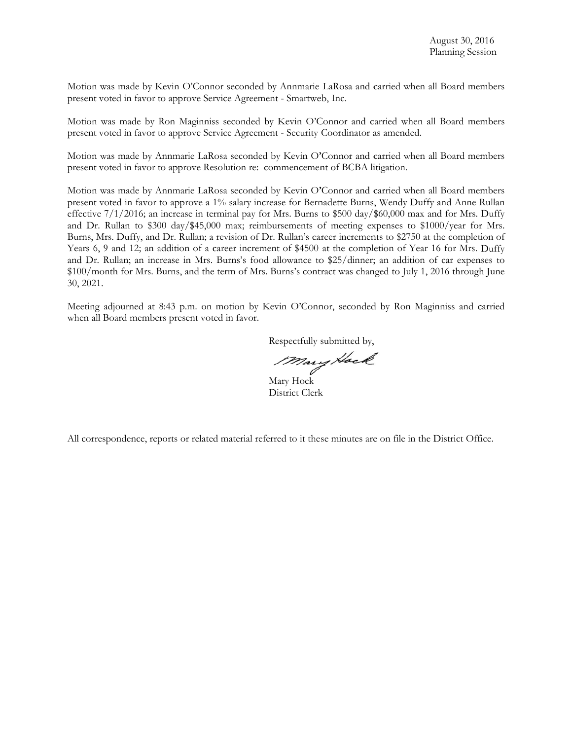Motion was made by Kevin O'Connor seconded by Annmarie LaRosa and carried when all Board members present voted in favor to approve Service Agreement - Smartweb, Inc.

Motion was made by Ron Maginniss seconded by Kevin O'Connor and carried when all Board members present voted in favor to approve Service Agreement - Security Coordinator as amended.

Motion was made by Annmarie LaRosa seconded by Kevin O'Connor and carried when all Board members present voted in favor to approve Resolution re: commencement of BCBA litigation.

Motion was made by Annmarie LaRosa seconded by Kevin O'Connor and carried when all Board members present voted in favor to approve a 1% salary increase for Bernadette Burns, Wendy Duffy and Anne Rullan effective 7/1/2016; an increase in terminal pay for Mrs. Burns to $500 day/$60,000 max and for Mrs. Duffy and Dr. Rullan to $300 day/$45,000 max; reimbursements of meeting expenses to $1000/year for Mrs. Burns, Mrs. Duffy, and Dr. Rullan; a revision of Dr. Rullan's career increments to $2750 at the completion of Years 6, 9 and 12; an addition of a career increment of $4500 at the completion of Year 16 for Mrs. Duffy and Dr. Rullan; an increase in Mrs. Burns's food allowance to $25/dinner; an addition of car expenses to $100/month for Mrs. Burns, and the term of Mrs. Burns's contract was changed to July 1, 2016 through June 30, 2021.

Meeting adjourned at 8:43 p.m. on motion by Kevin O'Connor, seconded by Ron Maginniss and carried when all Board members present voted in favor.

Respectfully submitted by,

Mary Hock
District Clerk

All correspondence, reports or related material referred to it these minutes are on file in the District Office.